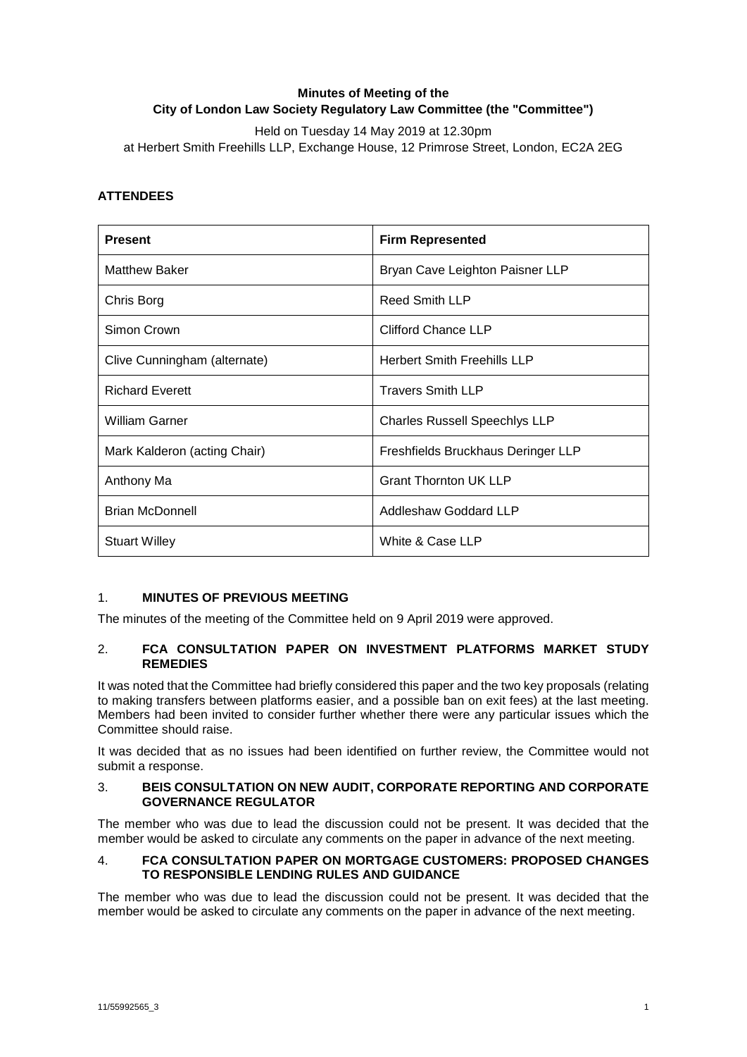# Minutes of Meeting of the City of London Law Society Regulatory Law Committee (the "Committee")

Held on Tuesday 14 May 2019 at 12.30pm
at Herbert Smith Freehills LLP, Exchange House, 12 Primrose Street, London, EC2A 2EG

## ATTENDEES

| Present | Firm Represented |
|---|---|
| Matthew Baker | Bryan Cave Leighton Paisner LLP |
| Chris Borg | Reed Smith LLP |
| Simon Crown | Clifford Chance LLP |
| Clive Cunningham (alternate) | Herbert Smith Freehills LLP |
| Richard Everett | Travers Smith LLP |
| William Garner | Charles Russell Speechlys LLP |
| Mark Kalderon (acting Chair) | Freshfields Bruckhaus Deringer LLP |
| Anthony Ma | Grant Thornton UK LLP |
| Brian McDonnell | Addleshaw Goddard LLP |
| Stuart Willey | White & Case LLP |

## 1. MINUTES OF PREVIOUS MEETING

The minutes of the meeting of the Committee held on 9 April 2019 were approved.

## 2. FCA CONSULTATION PAPER ON INVESTMENT PLATFORMS MARKET STUDY REMEDIES

It was noted that the Committee had briefly considered this paper and the two key proposals (relating to making transfers between platforms easier, and a possible ban on exit fees) at the last meeting. Members had been invited to consider further whether there were any particular issues which the Committee should raise.

It was decided that as no issues had been identified on further review, the Committee would not submit a response.

## 3. BEIS CONSULTATION ON NEW AUDIT, CORPORATE REPORTING AND CORPORATE GOVERNANCE REGULATOR

The member who was due to lead the discussion could not be present. It was decided that the member would be asked to circulate any comments on the paper in advance of the next meeting.

## 4. FCA CONSULTATION PAPER ON MORTGAGE CUSTOMERS: PROPOSED CHANGES TO RESPONSIBLE LENDING RULES AND GUIDANCE

The member who was due to lead the discussion could not be present. It was decided that the member would be asked to circulate any comments on the paper in advance of the next meeting.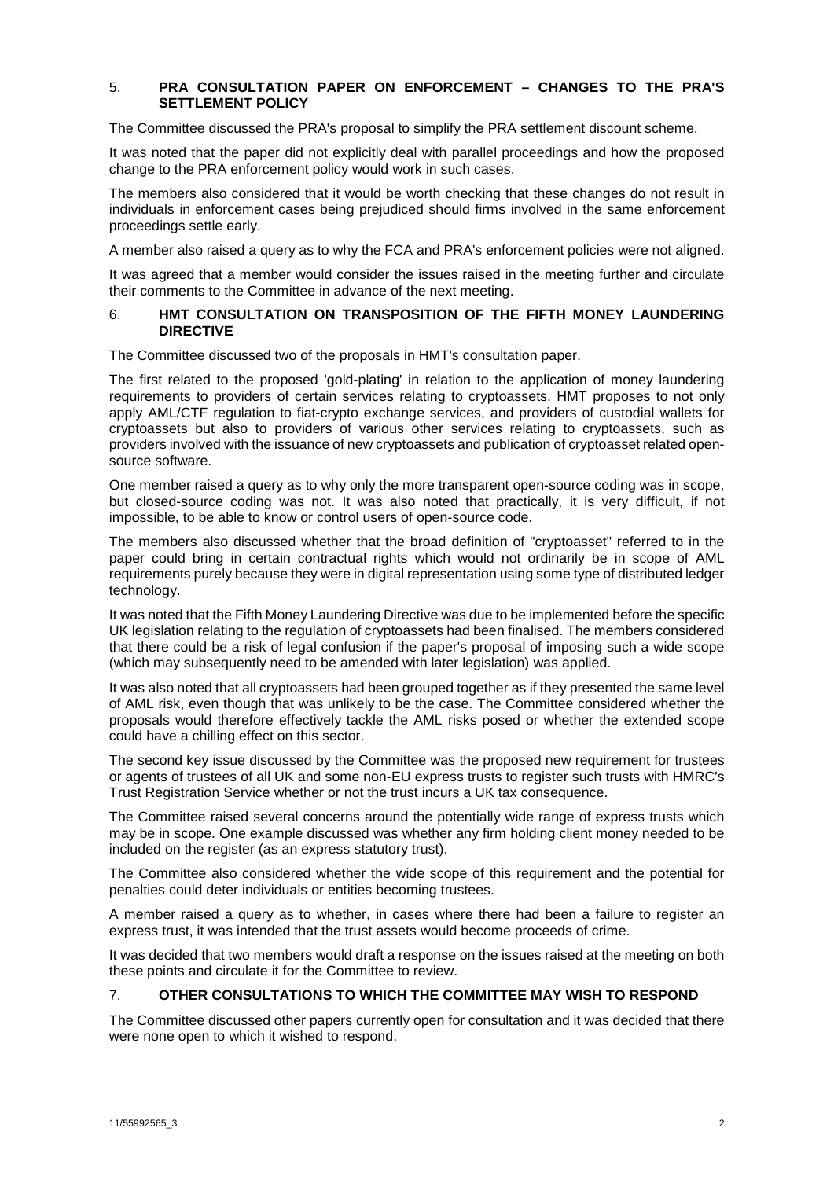## 5. PRA CONSULTATION PAPER ON ENFORCEMENT – CHANGES TO THE PRA'S SETTLEMENT POLICY

The Committee discussed the PRA's proposal to simplify the PRA settlement discount scheme.

It was noted that the paper did not explicitly deal with parallel proceedings and how the proposed change to the PRA enforcement policy would work in such cases.

The members also considered that it would be worth checking that these changes do not result in individuals in enforcement cases being prejudiced should firms involved in the same enforcement proceedings settle early.

A member also raised a query as to why the FCA and PRA's enforcement policies were not aligned.

It was agreed that a member would consider the issues raised in the meeting further and circulate their comments to the Committee in advance of the next meeting.

## 6. HMT CONSULTATION ON TRANSPOSITION OF THE FIFTH MONEY LAUNDERING DIRECTIVE

The Committee discussed two of the proposals in HMT's consultation paper.

The first related to the proposed 'gold-plating' in relation to the application of money laundering requirements to providers of certain services relating to cryptoassets. HMT proposes to not only apply AML/CTF regulation to fiat-crypto exchange services, and providers of custodial wallets for cryptoassets but also to providers of various other services relating to cryptoassets, such as providers involved with the issuance of new cryptoassets and publication of cryptoasset related open-source software.

One member raised a query as to why only the more transparent open-source coding was in scope, but closed-source coding was not. It was also noted that practically, it is very difficult, if not impossible, to be able to know or control users of open-source code.

The members also discussed whether that the broad definition of "cryptoasset" referred to in the paper could bring in certain contractual rights which would not ordinarily be in scope of AML requirements purely because they were in digital representation using some type of distributed ledger technology.

It was noted that the Fifth Money Laundering Directive was due to be implemented before the specific UK legislation relating to the regulation of cryptoassets had been finalised. The members considered that there could be a risk of legal confusion if the paper's proposal of imposing such a wide scope (which may subsequently need to be amended with later legislation) was applied.

It was also noted that all cryptoassets had been grouped together as if they presented the same level of AML risk, even though that was unlikely to be the case. The Committee considered whether the proposals would therefore effectively tackle the AML risks posed or whether the extended scope could have a chilling effect on this sector.

The second key issue discussed by the Committee was the proposed new requirement for trustees or agents of trustees of all UK and some non-EU express trusts to register such trusts with HMRC's Trust Registration Service whether or not the trust incurs a UK tax consequence.

The Committee raised several concerns around the potentially wide range of express trusts which may be in scope. One example discussed was whether any firm holding client money needed to be included on the register (as an express statutory trust).

The Committee also considered whether the wide scope of this requirement and the potential for penalties could deter individuals or entities becoming trustees.

A member raised a query as to whether, in cases where there had been a failure to register an express trust, it was intended that the trust assets would become proceeds of crime.

It was decided that two members would draft a response on the issues raised at the meeting on both these points and circulate it for the Committee to review.

## 7. OTHER CONSULTATIONS TO WHICH THE COMMITTEE MAY WISH TO RESPOND

The Committee discussed other papers currently open for consultation and it was decided that there were none open to which it wished to respond.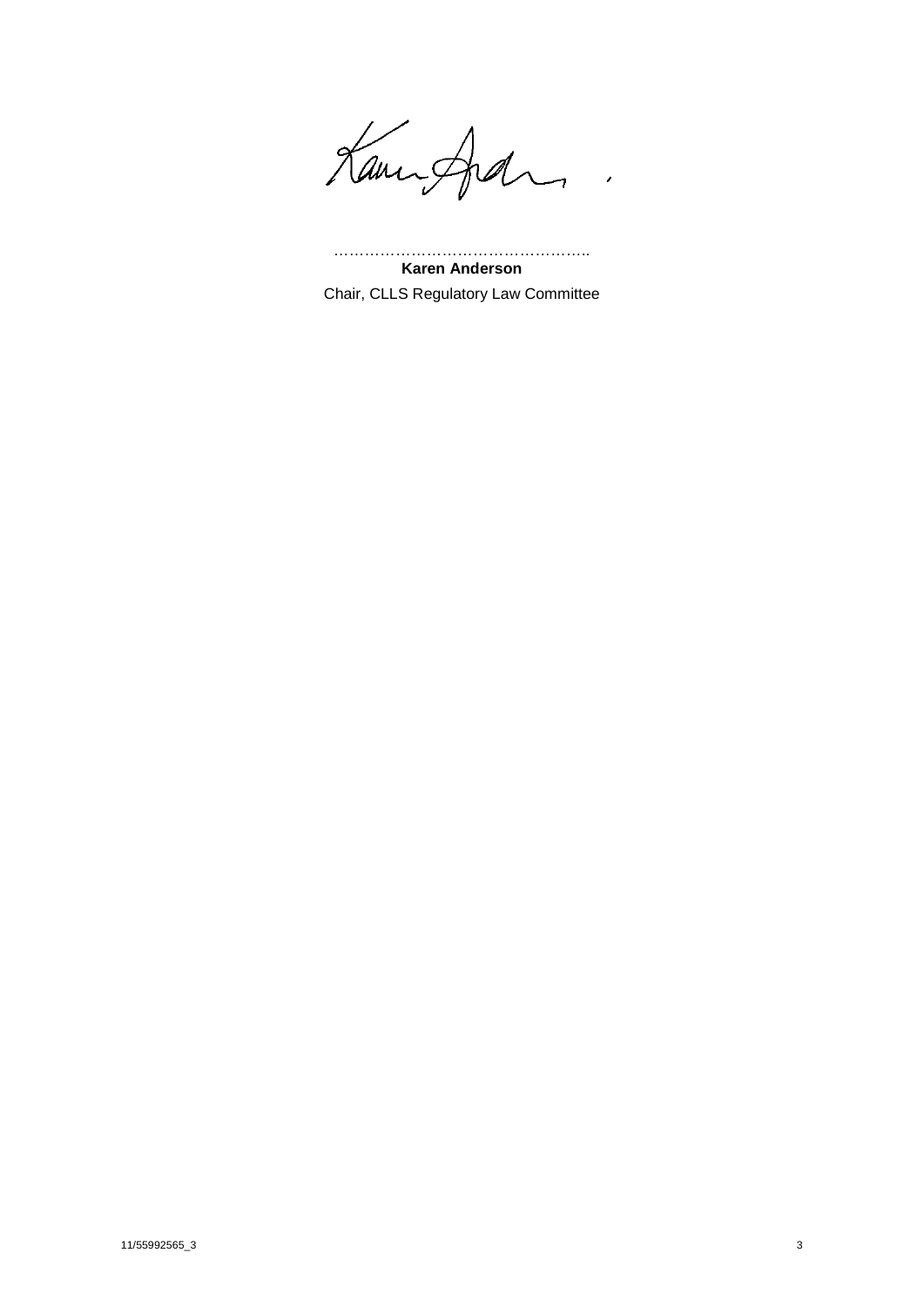…………………………………………..

**Karen Anderson**

Chair, CLLS Regulatory Law Committee

11/55992565_3